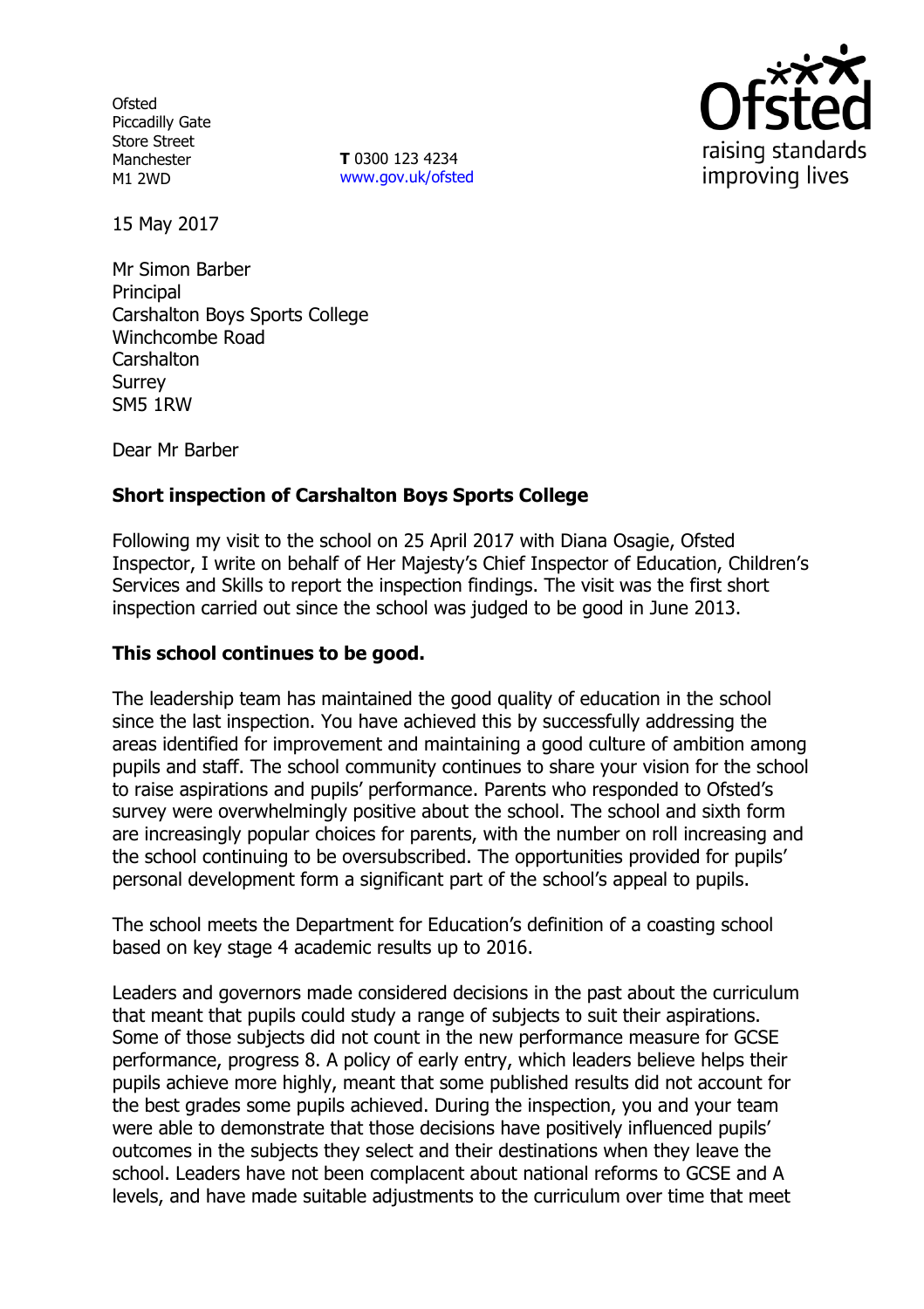Ofsted
Piccadilly Gate
Store Street
Manchester
M1 2WD

**T** 0300 123 4234
www.gov.uk/ofsted

15 May 2017

Mr Simon Barber
Principal
Carshalton Boys Sports College
Winchcombe Road
Carshalton
Surrey
SM5 1RW

Dear Mr Barber

**Short inspection of Carshalton Boys Sports College**

Following my visit to the school on 25 April 2017 with Diana Osagie, Ofsted Inspector, I write on behalf of Her Majesty's Chief Inspector of Education, Children's Services and Skills to report the inspection findings. The visit was the first short inspection carried out since the school was judged to be good in June 2013.

**This school continues to be good.**

The leadership team has maintained the good quality of education in the school since the last inspection. You have achieved this by successfully addressing the areas identified for improvement and maintaining a good culture of ambition among pupils and staff. The school community continues to share your vision for the school to raise aspirations and pupils' performance. Parents who responded to Ofsted's survey were overwhelmingly positive about the school. The school and sixth form are increasingly popular choices for parents, with the number on roll increasing and the school continuing to be oversubscribed. The opportunities provided for pupils' personal development form a significant part of the school's appeal to pupils.

The school meets the Department for Education's definition of a coasting school based on key stage 4 academic results up to 2016.

Leaders and governors made considered decisions in the past about the curriculum that meant that pupils could study a range of subjects to suit their aspirations. Some of those subjects did not count in the new performance measure for GCSE performance, progress 8. A policy of early entry, which leaders believe helps their pupils achieve more highly, meant that some published results did not account for the best grades some pupils achieved. During the inspection, you and your team were able to demonstrate that those decisions have positively influenced pupils' outcomes in the subjects they select and their destinations when they leave the school. Leaders have not been complacent about national reforms to GCSE and A levels, and have made suitable adjustments to the curriculum over time that meet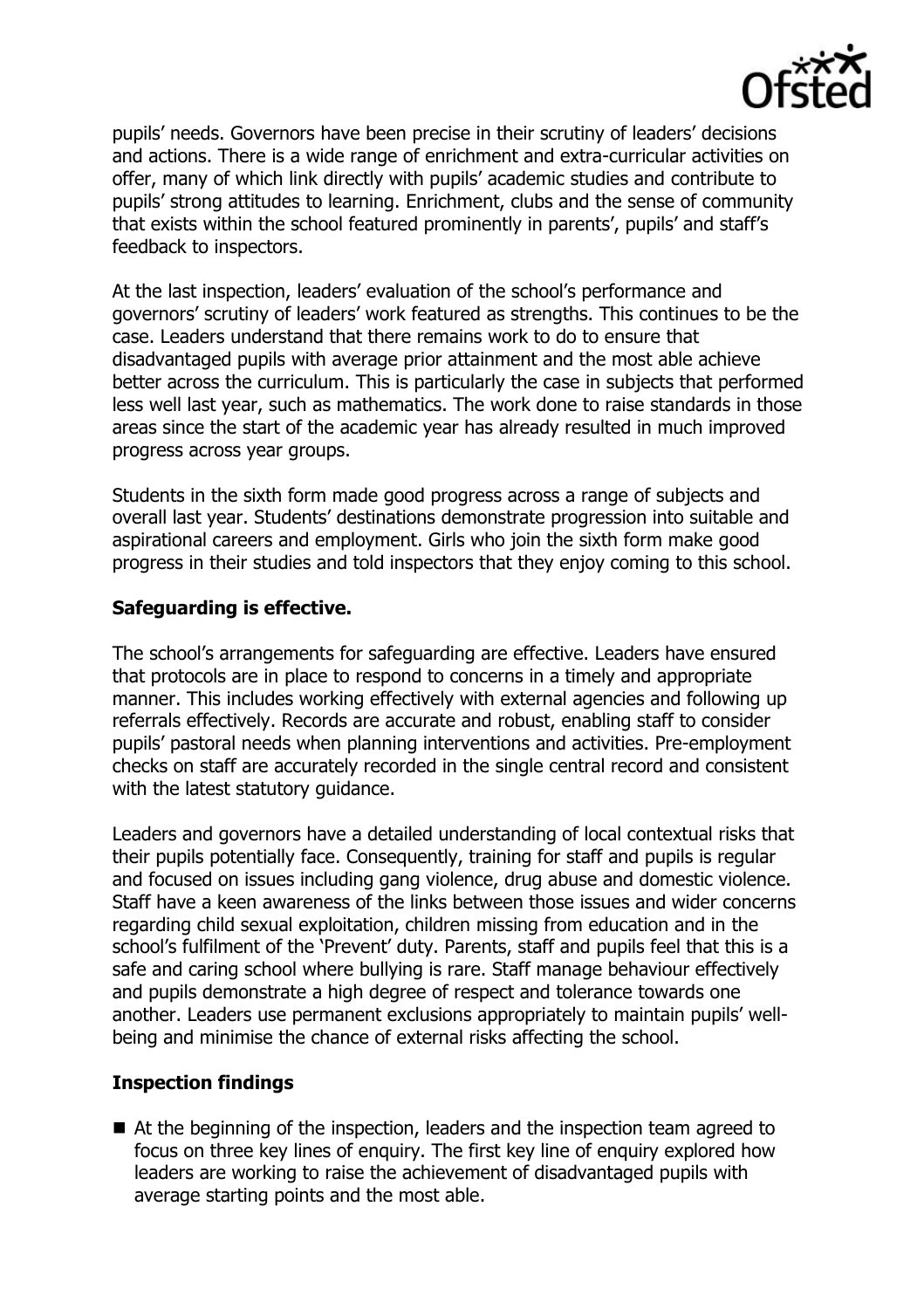pupils' needs. Governors have been precise in their scrutiny of leaders' decisions and actions. There is a wide range of enrichment and extra-curricular activities on offer, many of which link directly with pupils' academic studies and contribute to pupils' strong attitudes to learning. Enrichment, clubs and the sense of community that exists within the school featured prominently in parents', pupils' and staff's feedback to inspectors.

At the last inspection, leaders' evaluation of the school's performance and governors' scrutiny of leaders' work featured as strengths. This continues to be the case. Leaders understand that there remains work to do to ensure that disadvantaged pupils with average prior attainment and the most able achieve better across the curriculum. This is particularly the case in subjects that performed less well last year, such as mathematics. The work done to raise standards in those areas since the start of the academic year has already resulted in much improved progress across year groups.

Students in the sixth form made good progress across a range of subjects and overall last year. Students' destinations demonstrate progression into suitable and aspirational careers and employment. Girls who join the sixth form make good progress in their studies and told inspectors that they enjoy coming to this school.

## Safeguarding is effective.

The school's arrangements for safeguarding are effective. Leaders have ensured that protocols are in place to respond to concerns in a timely and appropriate manner. This includes working effectively with external agencies and following up referrals effectively. Records are accurate and robust, enabling staff to consider pupils' pastoral needs when planning interventions and activities. Pre-employment checks on staff are accurately recorded in the single central record and consistent with the latest statutory guidance.

Leaders and governors have a detailed understanding of local contextual risks that their pupils potentially face. Consequently, training for staff and pupils is regular and focused on issues including gang violence, drug abuse and domestic violence. Staff have a keen awareness of the links between those issues and wider concerns regarding child sexual exploitation, children missing from education and in the school's fulfilment of the 'Prevent' duty. Parents, staff and pupils feel that this is a safe and caring school where bullying is rare. Staff manage behaviour effectively and pupils demonstrate a high degree of respect and tolerance towards one another. Leaders use permanent exclusions appropriately to maintain pupils' well-being and minimise the chance of external risks affecting the school.

## Inspection findings

- At the beginning of the inspection, leaders and the inspection team agreed to focus on three key lines of enquiry. The first key line of enquiry explored how leaders are working to raise the achievement of disadvantaged pupils with average starting points and the most able.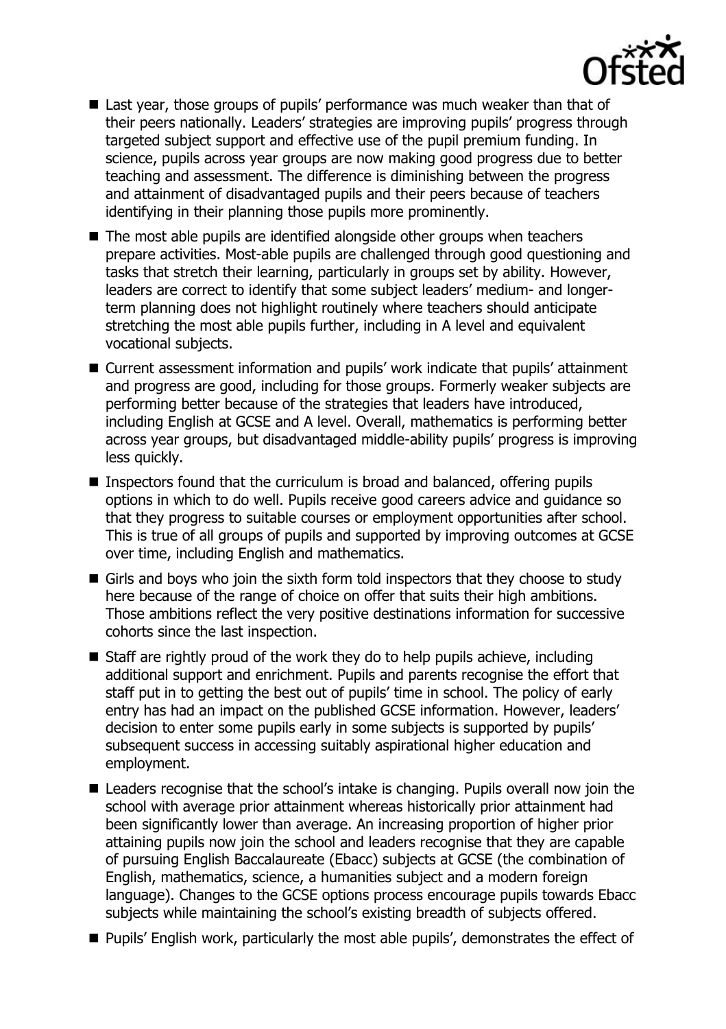- Last year, those groups of pupils' performance was much weaker than that of their peers nationally. Leaders' strategies are improving pupils' progress through targeted subject support and effective use of the pupil premium funding. In science, pupils across year groups are now making good progress due to better teaching and assessment. The difference is diminishing between the progress and attainment of disadvantaged pupils and their peers because of teachers identifying in their planning those pupils more prominently.
- The most able pupils are identified alongside other groups when teachers prepare activities. Most-able pupils are challenged through good questioning and tasks that stretch their learning, particularly in groups set by ability. However, leaders are correct to identify that some subject leaders' medium- and longer-term planning does not highlight routinely where teachers should anticipate stretching the most able pupils further, including in A level and equivalent vocational subjects.
- Current assessment information and pupils' work indicate that pupils' attainment and progress are good, including for those groups. Formerly weaker subjects are performing better because of the strategies that leaders have introduced, including English at GCSE and A level. Overall, mathematics is performing better across year groups, but disadvantaged middle-ability pupils' progress is improving less quickly.
- Inspectors found that the curriculum is broad and balanced, offering pupils options in which to do well. Pupils receive good careers advice and guidance so that they progress to suitable courses or employment opportunities after school. This is true of all groups of pupils and supported by improving outcomes at GCSE over time, including English and mathematics.
- Girls and boys who join the sixth form told inspectors that they choose to study here because of the range of choice on offer that suits their high ambitions. Those ambitions reflect the very positive destinations information for successive cohorts since the last inspection.
- Staff are rightly proud of the work they do to help pupils achieve, including additional support and enrichment. Pupils and parents recognise the effort that staff put in to getting the best out of pupils' time in school. The policy of early entry has had an impact on the published GCSE information. However, leaders' decision to enter some pupils early in some subjects is supported by pupils' subsequent success in accessing suitably aspirational higher education and employment.
- Leaders recognise that the school's intake is changing. Pupils overall now join the school with average prior attainment whereas historically prior attainment had been significantly lower than average. An increasing proportion of higher prior attaining pupils now join the school and leaders recognise that they are capable of pursuing English Baccalaureate (Ebacc) subjects at GCSE (the combination of English, mathematics, science, a humanities subject and a modern foreign language). Changes to the GCSE options process encourage pupils towards Ebacc subjects while maintaining the school's existing breadth of subjects offered.
- Pupils' English work, particularly the most able pupils', demonstrates the effect of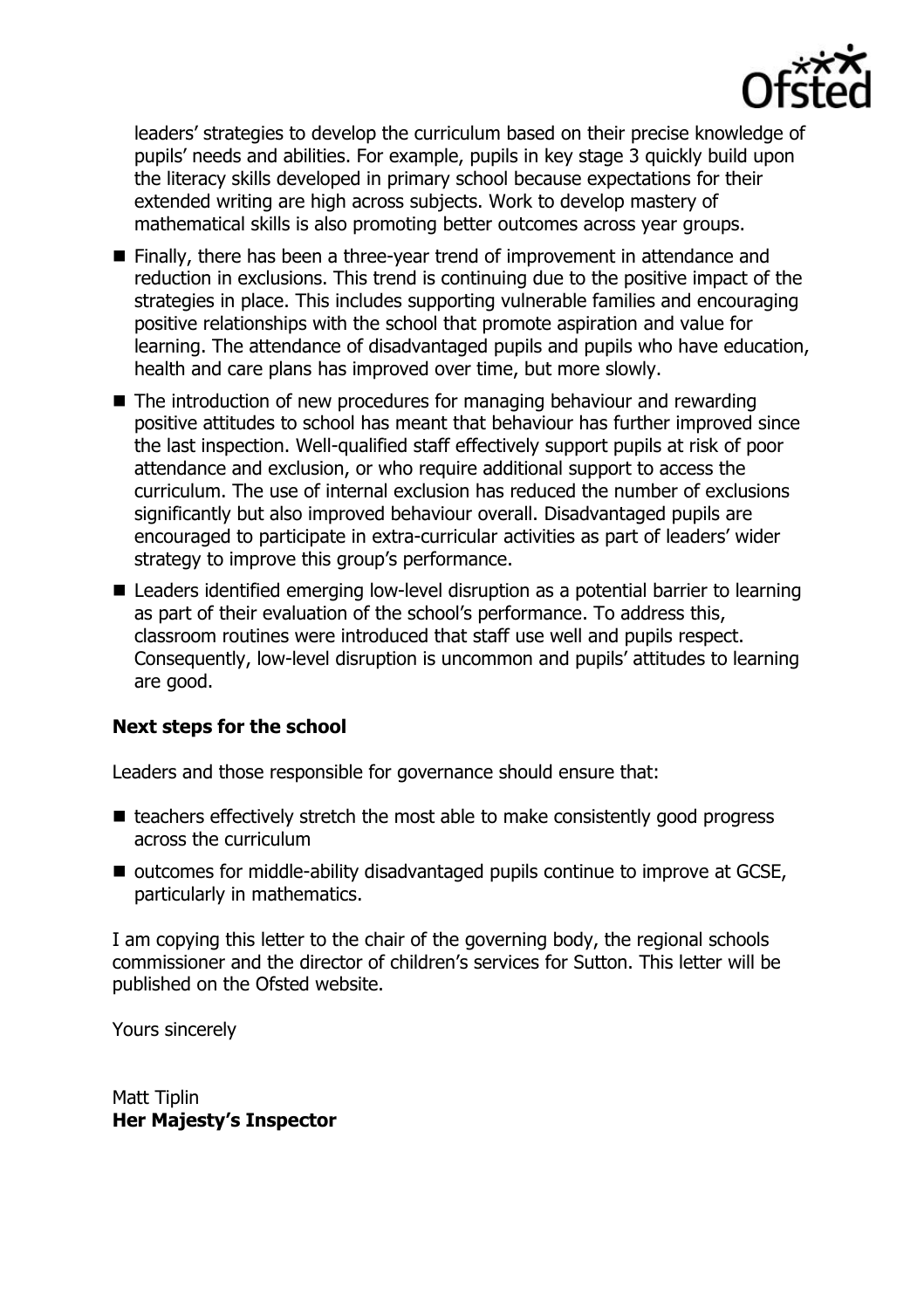leaders' strategies to develop the curriculum based on their precise knowledge of pupils' needs and abilities. For example, pupils in key stage 3 quickly build upon the literacy skills developed in primary school because expectations for their extended writing are high across subjects. Work to develop mastery of mathematical skills is also promoting better outcomes across year groups.

- Finally, there has been a three-year trend of improvement in attendance and reduction in exclusions. This trend is continuing due to the positive impact of the strategies in place. This includes supporting vulnerable families and encouraging positive relationships with the school that promote aspiration and value for learning. The attendance of disadvantaged pupils and pupils who have education, health and care plans has improved over time, but more slowly.
- The introduction of new procedures for managing behaviour and rewarding positive attitudes to school has meant that behaviour has further improved since the last inspection. Well-qualified staff effectively support pupils at risk of poor attendance and exclusion, or who require additional support to access the curriculum. The use of internal exclusion has reduced the number of exclusions significantly but also improved behaviour overall. Disadvantaged pupils are encouraged to participate in extra-curricular activities as part of leaders' wider strategy to improve this group's performance.
- Leaders identified emerging low-level disruption as a potential barrier to learning as part of their evaluation of the school's performance. To address this, classroom routines were introduced that staff use well and pupils respect. Consequently, low-level disruption is uncommon and pupils' attitudes to learning are good.

**Next steps for the school**

Leaders and those responsible for governance should ensure that:

- teachers effectively stretch the most able to make consistently good progress across the curriculum
- outcomes for middle-ability disadvantaged pupils continue to improve at GCSE, particularly in mathematics.

I am copying this letter to the chair of the governing body, the regional schools commissioner and the director of children's services for Sutton. This letter will be published on the Ofsted website.

Yours sincerely

Matt Tiplin
**Her Majesty's Inspector**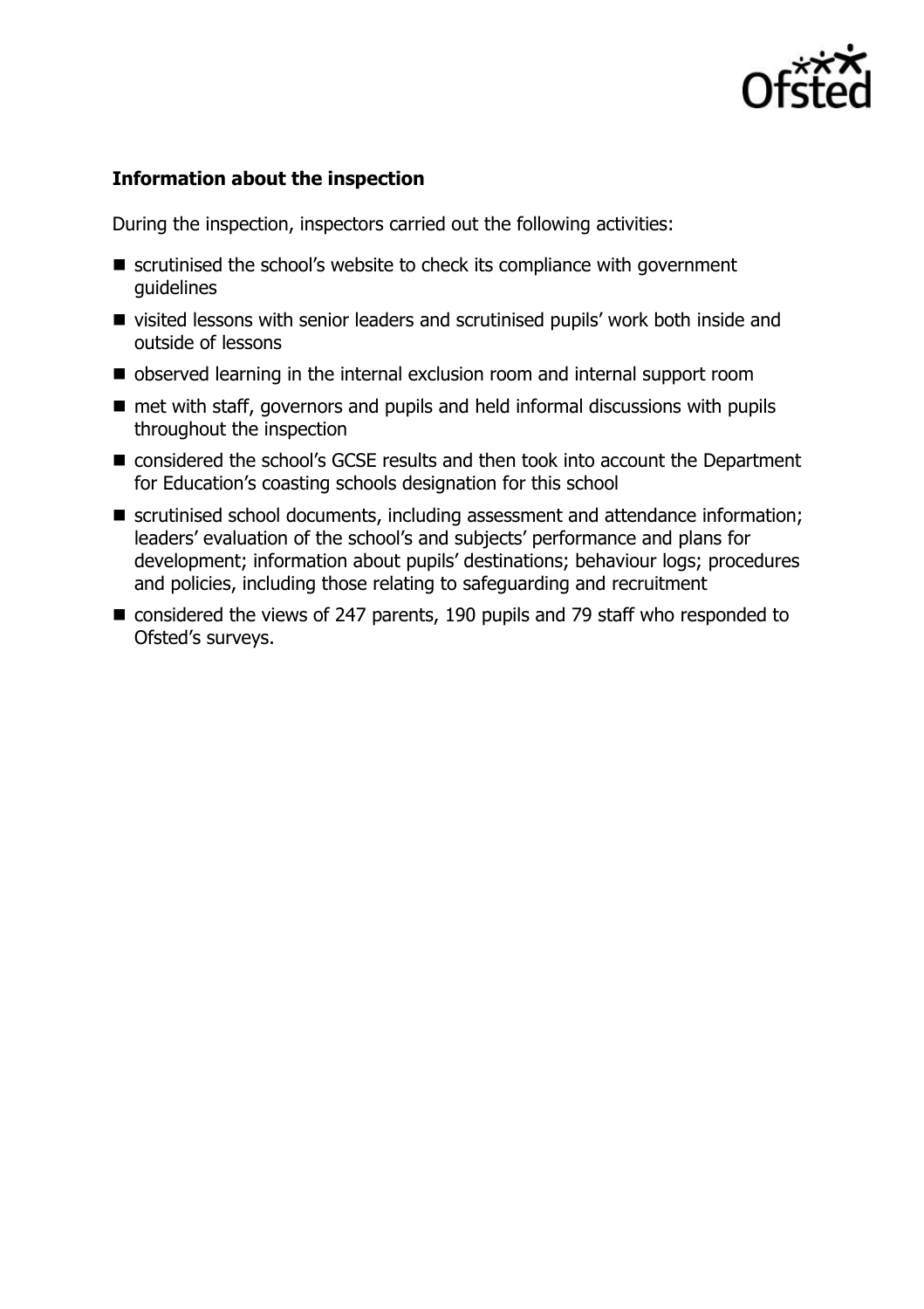**Information about the inspection**

During the inspection, inspectors carried out the following activities:

- scrutinised the school's website to check its compliance with government guidelines
- visited lessons with senior leaders and scrutinised pupils' work both inside and outside of lessons
- observed learning in the internal exclusion room and internal support room
- met with staff, governors and pupils and held informal discussions with pupils throughout the inspection
- considered the school's GCSE results and then took into account the Department for Education's coasting schools designation for this school
- scrutinised school documents, including assessment and attendance information; leaders' evaluation of the school's and subjects' performance and plans for development; information about pupils' destinations; behaviour logs; procedures and policies, including those relating to safeguarding and recruitment
- considered the views of 247 parents, 190 pupils and 79 staff who responded to Ofsted's surveys.